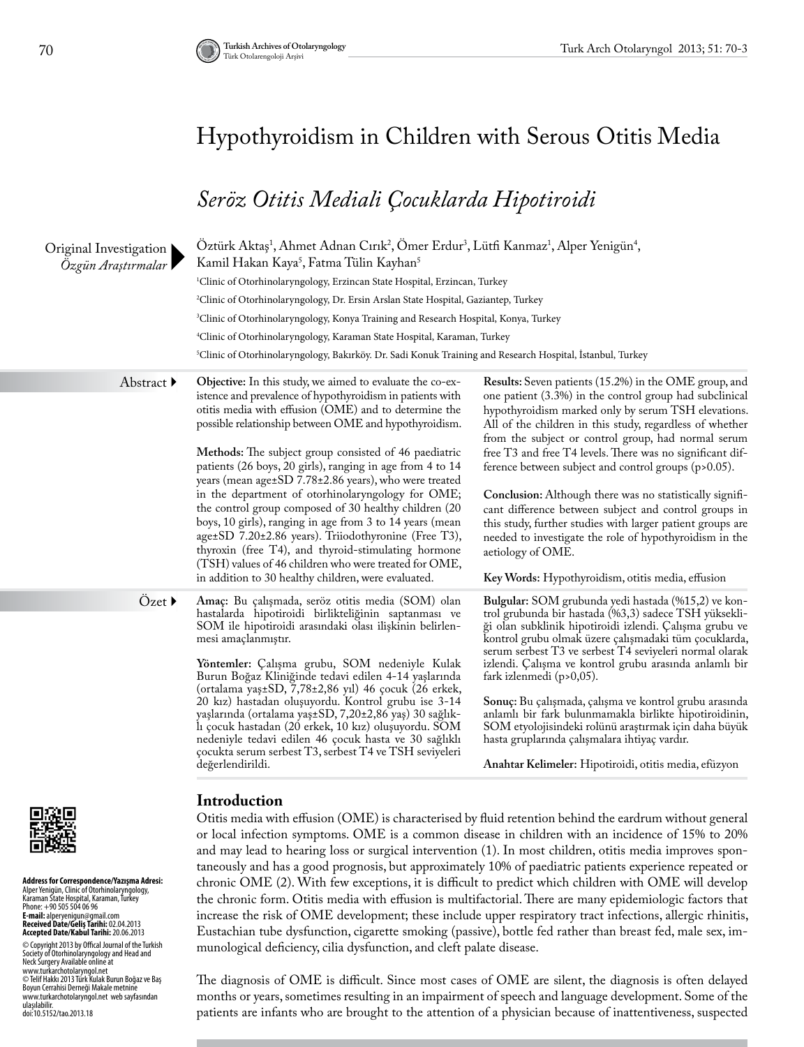# Hypothyroidism in Children with Serous Otitis Media

## *Seröz Otitis Mediali Çocuklarda Hipotiroidi*

Original Investigation
*Özgün Araştırmalar*

Öztürk Aktaş[1], Ahmet Adnan Cırık[2], Ömer Erdur[3], Lütfi Kanmaz[1], Alper Yenigün[4], Kamil Hakan Kaya[5], Fatma Tülin Kayhan[5]

[1]Clinic of Otorhinolaryngology, Erzincan State Hospital, Erzincan, Turkey

[2]Clinic of Otorhinolaryngology, Dr. Ersin Arslan State Hospital, Gaziantep, Turkey

[3]Clinic of Otorhinolaryngology, Konya Training and Research Hospital, Konya, Turkey

[4]Clinic of Otorhinolaryngology, Karaman State Hospital, Karaman, Turkey

[5]Clinic of Otorhinolaryngology, Bakırköy. Dr. Sadi Konuk Training and Research Hospital, İstanbul, Turkey

### Abstract

**Objective:** In this study, we aimed to evaluate the co-existence and prevalence of hypothyroidism in patients with otitis media with effusion (OME) and to determine the possible relationship between OME and hypothyroidism.

**Methods:** The subject group consisted of 46 paediatric patients (26 boys, 20 girls), ranging in age from 4 to 14 years (mean age±SD 7.78±2.86 years), who were treated in the department of otorhinolaryngology for OME; the control group composed of 30 healthy children (20 boys, 10 girls), ranging in age from 3 to 14 years (mean age±SD 7.20±2.86 years). Triiodothyronine (Free T3), thyroxin (free T4), and thyroid-stimulating hormone (TSH) values of 46 children who were treated for OME, in addition to 30 healthy children, were evaluated.

**Results:** Seven patients (15.2%) in the OME group, and one patient (3.3%) in the control group had subclinical hypothyroidism marked only by serum TSH elevations. All of the children in this study, regardless of whether from the subject or control group, had normal serum free T3 and free T4 levels. There was no significant difference between subject and control groups ($p>0.05$).

**Conclusion:** Although there was no statistically significant difference between subject and control groups in this study, further studies with larger patient groups are needed to investigate the role of hypothyroidism in the aetiology of OME.

**Key Words:** Hypothyroidism, otitis media, effusion

### Özet

**Amaç:** Bu çalışmada, seröz otitis media (SOM) olan hastalarda hipotiroidi birlikteliğinin saptanması ve SOM ile hipotiroidi arasındaki olası ilişkinin belirlenmesi amaçlanmıştır.

**Yöntemler:** Çalışma grubu, SOM nedeniyle Kulak Burun Boğaz Kliniğinde tedavi edilen 4-14 yaşlarında (ortalama yaş±SD, 7,78±2,86 yıl) 46 çocuk (26 erkek, 20 kız) hastadan oluşuyordu. Kontrol grubu ise 3-14 yaşlarında (ortalama yaş±SD, 7,20±2,86 yaş) 30 sağlıklı çocuk hastadan (20 erkek, 10 kız) oluşuyordu. SOM nedeniyle tedavi edilen 46 çocuk hasta ve 30 sağlıklı çocukta serum serbest T3, serbest T4 ve TSH seviyeleri değerlendirildi.

**Bulgular:** SOM grubunda yedi hastada (%15,2) ve kontrol grubunda bir hastada (%3,3) sadece TSH yüksekliği olan subklinik hipotiroidi izlendi. Çalışma grubu ve kontrol grubu olmak üzere çalışmadaki tüm çocuklarda, serum serbest T3 ve serbest T4 seviyeleri normal olarak izlendi. Çalışma ve kontrol grubu arasında anlamlı bir fark izlenmedi ($p>0,05$).

**Sonuç:** Bu çalışmada, çalışma ve kontrol grubu arasında anlamlı bir fark bulunmamakla birlikte hipotiroidinin, SOM etyolojisindeki rolünü araştırmak için daha büyük hasta gruplarında çalışmalara ihtiyaç vardır.

**Anahtar Kelimeler:** Hipotiroidi, otitis media, efüzyon

## Introduction

Otitis media with effusion (OME) is characterised by fluid retention behind the eardrum without general or local infection symptoms. OME is a common disease in children with an incidence of 15% to 20% and may lead to hearing loss or surgical intervention (1). In most children, otitis media improves spontaneously and has a good prognosis, but approximately 10% of paediatric patients experience repeated or chronic OME (2). With few exceptions, it is difficult to predict which children with OME will develop the chronic form. Otitis media with effusion is multifactorial. There are many epidemiologic factors that increase the risk of OME development; these include upper respiratory tract infections, allergic rhinitis, Eustachian tube dysfunction, cigarette smoking (passive), bottle fed rather than breast fed, male sex, immunological deficiency, cilia dysfunction, and cleft palate disease.

The diagnosis of OME is difficult. Since most cases of OME are silent, the diagnosis is often delayed months or years, sometimes resulting in an impairment of speech and language development. Some of the patients are infants who are brought to the attention of a physician because of inattentiveness, suspected

**Address for Correspondence/Yazışma Adresi:** Alper Yenigün, Clinic of Otorhinolaryngology, Karaman State Hospital, Karaman, Turkey Phone: +90 505 504 06 96 **E-mail:** alperyenigun@gmail.com **Received Date/Geliş Tarihi:** 02.04.2013 **Accepted Date/Kabul Tarihi:** 20.06.2013

© Copyright 2013 by Offical Journal of the Turkish Society of Otorhinolaryngology and Head and Neck Surgery Available online at www.turkarchotolaryngol.net
© Telif Hakkı 2013 Türk Kulak Burun Boğaz ve Baş Boyun Cerrahisi Derneği Makale metnine www.turkarchotolaryngol.net web sayfasından ulaşılabilir.
doi:10.5152/tao.2013.18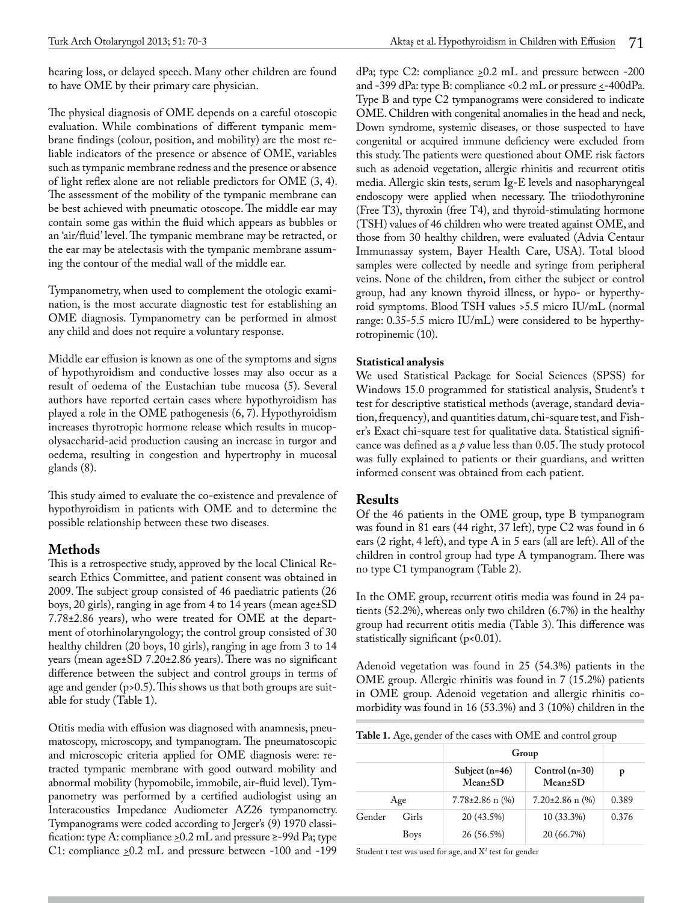hearing loss, or delayed speech. Many other children are found to have OME by their primary care physician.

The physical diagnosis of OME depends on a careful otoscopic evaluation. While combinations of different tympanic membrane findings (colour, position, and mobility) are the most reliable indicators of the presence or absence of OME, variables such as tympanic membrane redness and the presence or absence of light reflex alone are not reliable predictors for OME (3, 4). The assessment of the mobility of the tympanic membrane can be best achieved with pneumatic otoscope. The middle ear may contain some gas within the fluid which appears as bubbles or an 'air/fluid' level. The tympanic membrane may be retracted, or the ear may be atelectasis with the tympanic membrane assuming the contour of the medial wall of the middle ear.

Tympanometry, when used to complement the otologic examination, is the most accurate diagnostic test for establishing an OME diagnosis. Tympanometry can be performed in almost any child and does not require a voluntary response.

Middle ear effusion is known as one of the symptoms and signs of hypothyroidism and conductive losses may also occur as a result of oedema of the Eustachian tube mucosa (5). Several authors have reported certain cases where hypothyroidism has played a role in the OME pathogenesis (6, 7). Hypothyroidism increases thyrotropic hormone release which results in mucopolysaccharid-acid production causing an increase in turgor and oedema, resulting in congestion and hypertrophy in mucosal glands (8).

This study aimed to evaluate the co-existence and prevalence of hypothyroidism in patients with OME and to determine the possible relationship between these two diseases.

## Methods

This is a retrospective study, approved by the local Clinical Research Ethics Committee, and patient consent was obtained in 2009. The subject group consisted of 46 paediatric patients (26 boys, 20 girls), ranging in age from 4 to 14 years (mean age±SD 7.78±2.86 years), who were treated for OME at the department of otorhinolaryngology; the control group consisted of 30 healthy children (20 boys, 10 girls), ranging in age from 3 to 14 years (mean age±SD 7.20±2.86 years). There was no significant difference between the subject and control groups in terms of age and gender (p>0.5). This shows us that both groups are suitable for study (Table 1).

Otitis media with effusion was diagnosed with anamnesis, pneumatoscopy, microscopy, and tympanogram. The pneumatoscopic and microscopic criteria applied for OME diagnosis were: retracted tympanic membrane with good outward mobility and abnormal mobility (hypomobile, immobile, air-fluid level). Tympanometry was performed by a certified audiologist using an Interacoustics Impedance Audiometer AZ26 tympanometry. Tympanograms were coded according to Jerger's (9) 1970 classification: type A: compliance ≥0.2 mL and pressure ≥-99d Pa; type C1: compliance ≥0.2 mL and pressure between -100 and -199 dPa; type C2: compliance ≥0.2 mL and pressure between -200 and -399 dPa: type B: compliance <0.2 mL or pressure ≤-400dPa. Type B and type C2 tympanograms were considered to indicate OME. Children with congenital anomalies in the head and neck, Down syndrome, systemic diseases, or those suspected to have congenital or acquired immune deficiency were excluded from this study. The patients were questioned about OME risk factors such as adenoid vegetation, allergic rhinitis and recurrent otitis media. Allergic skin tests, serum Ig-E levels and nasopharyngeal endoscopy were applied when necessary. The triiodothyronine (Free T3), thyroxin (free T4), and thyroid-stimulating hormone (TSH) values of 46 children who were treated against OME, and those from 30 healthy children, were evaluated (Advia Centaur Immunassay system, Bayer Health Care, USA). Total blood samples were collected by needle and syringe from peripheral veins. None of the children, from either the subject or control group, had any known thyroid illness, or hypo- or hyperthyroid symptoms. Blood TSH values >5.5 micro IU/mL (normal range: 0.35-5.5 micro IU/mL) were considered to be hyperthyrotropinemic (10).

### Statistical analysis

We used Statistical Package for Social Sciences (SPSS) for Windows 15.0 programmed for statistical analysis, Student's t test for descriptive statistical methods (average, standard deviation, frequency), and quantities datum, chi-square test, and Fisher's Exact chi-square test for qualitative data. Statistical significance was defined as a *p* value less than 0.05. The study protocol was fully explained to patients or their guardians, and written informed consent was obtained from each patient.

## Results

Of the 46 patients in the OME group, type B tympanogram was found in 81 ears (44 right, 37 left), type C2 was found in 6 ears (2 right, 4 left), and type A in 5 ears (all are left). All of the children in control group had type A tympanogram. There was no type C1 tympanogram (Table 2).

In the OME group, recurrent otitis media was found in 24 patients (52.2%), whereas only two children (6.7%) in the healthy group had recurrent otitis media (Table 3). This difference was statistically significant (p<0.01).

Adenoid vegetation was found in 25 (54.3%) patients in the OME group. Allergic rhinitis was found in 7 (15.2%) patients in OME group. Adenoid vegetation and allergic rhinitis comorbidity was found in 16 (53.3%) and 3 (10%) children in the

**Table 1.** Age, gender of the cases with OME and control group

| | | Group | | |
|---|---|---|---|---|
| | | Subject (n=46) Mean±SD | Control (n=30) Mean±SD | p |
| Age | | 7.78±2.86 n (%) | 7.20±2.86 n (%) | 0.389 |
| Gender | Girls | 20 (43.5%) | 10 (33.3%) | 0.376 |
| | Boys | 26 (56.5%) | 20 (66.7%) | |

Student t test was used for age, and $X^2$ test for gender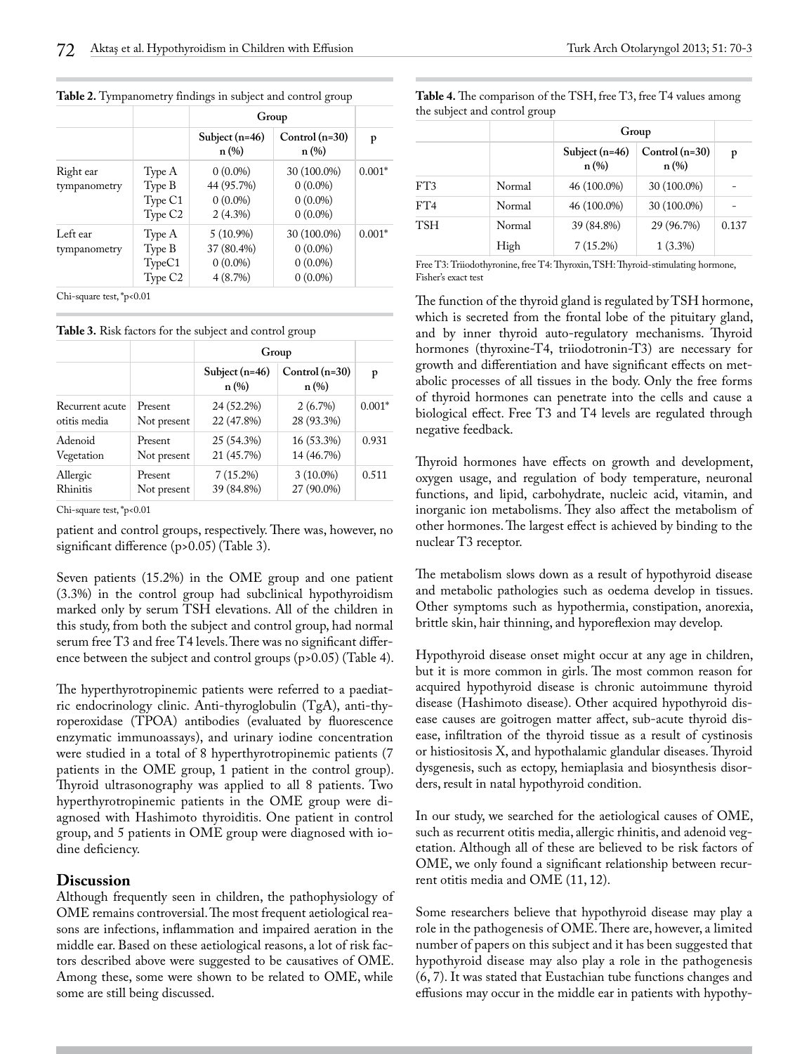**Table 2.** Tympanometry findings in subject and control group

| | | Group | | |
|---|---|---|---|---|
| | | Subject (n=46) n (%) | Control (n=30) n (%) | p |
| Right ear tympanometry | Type A | 0 (0.0%) | 30 (100.0%) | 0.001* |
| | Type B | 44 (95.7%) | 0 (0.0%) | |
| | Type C1 | 0 (0.0%) | 0 (0.0%) | |
| | Type C2 | 2 (4.3%) | 0 (0.0%) | |
| Left ear tympanometry | Type A | 5 (10.9%) | 30 (100.0%) | 0.001* |
| | Type B | 37 (80.4%) | 0 (0.0%) | |
| | TypeC1 | 0 (0.0%) | 0 (0.0%) | |
| | Type C2 | 4 (8.7%) | 0 (0.0%) | |

Chi-square test, *p<0.01

**Table 3.** Risk factors for the subject and control group

| | | Group | | |
|---|---|---|---|---|
| | | Subject (n=46) n (%) | Control (n=30) n (%) | p |
| Recurrent acute otitis media | Present | 24 (52.2%) | 2 (6.7%) | 0.001* |
| | Not present | 22 (47.8%) | 28 (93.3%) | |
| Adenoid Vegetation | Present | 25 (54.3%) | 16 (53.3%) | 0.931 |
| | Not present | 21 (45.7%) | 14 (46.7%) | |
| Allergic Rhinitis | Present | 7 (15.2%) | 3 (10.0%) | 0.511 |
| | Not present | 39 (84.8%) | 27 (90.0%) | |

Chi-square test, *p<0.01

patient and control groups, respectively. There was, however, no significant difference (p>0.05) (Table 3).

Seven patients (15.2%) in the OME group and one patient (3.3%) in the control group had subclinical hypothyroidism marked only by serum TSH elevations. All of the children in this study, from both the subject and control group, had normal serum free T3 and free T4 levels. There was no significant difference between the subject and control groups (p>0.05) (Table 4).

The hyperthyrotropinemic patients were referred to a paediatric endocrinology clinic. Anti-thyroglobulin (TgA), anti-thyroperoxidase (TPOA) antibodies (evaluated by fluorescence enzymatic immunoassays), and urinary iodine concentration were studied in a total of 8 hyperthyrotropinemic patients (7 patients in the OME group, 1 patient in the control group). Thyroid ultrasonography was applied to all 8 patients. Two hyperthyrotropinemic patients in the OME group were diagnosed with Hashimoto thyroiditis. One patient in control group, and 5 patients in OME group were diagnosed with iodine deficiency.

## Discussion

Although frequently seen in children, the pathophysiology of OME remains controversial. The most frequent aetiological reasons are infections, inflammation and impaired aeration in the middle ear. Based on these aetiological reasons, a lot of risk factors described above were suggested to be causatives of OME. Among these, some were shown to be related to OME, while some are still being discussed.

**Table 4.** The comparison of the TSH, free T3, free T4 values among the subject and control group

| | | Group | | |
|---|---|---|---|---|
| | | Subject (n=46) n (%) | Control (n=30) n (%) | p |
| FT3 | Normal | 46 (100.0%) | 30 (100.0%) | - |
| FT4 | Normal | 46 (100.0%) | 30 (100.0%) | - |
| TSH | Normal | 39 (84.8%) | 29 (96.7%) | 0.137 |
| | High | 7 (15.2%) | 1 (3.3%) | |

Free T3: Triiodothyronine, free T4: Thyroxin, TSH: Thyroid-stimulating hormone, Fisher's exact test

The function of the thyroid gland is regulated by TSH hormone, which is secreted from the frontal lobe of the pituitary gland, and by inner thyroid auto-regulatory mechanisms. Thyroid hormones (thyroxine-T4, triiodotronin-T3) are necessary for growth and differentiation and have significant effects on metabolic processes of all tissues in the body. Only the free forms of thyroid hormones can penetrate into the cells and cause a biological effect. Free T3 and T4 levels are regulated through negative feedback.

Thyroid hormones have effects on growth and development, oxygen usage, and regulation of body temperature, neuronal functions, and lipid, carbohydrate, nucleic acid, vitamin, and inorganic ion metabolisms. They also affect the metabolism of other hormones. The largest effect is achieved by binding to the nuclear T3 receptor.

The metabolism slows down as a result of hypothyroid disease and metabolic pathologies such as oedema develop in tissues. Other symptoms such as hypothermia, constipation, anorexia, brittle skin, hair thinning, and hyporeflexion may develop.

Hypothyroid disease onset might occur at any age in children, but it is more common in girls. The most common reason for acquired hypothyroid disease is chronic autoimmune thyroid disease (Hashimoto disease). Other acquired hypothyroid disease causes are goitrogen matter affect, sub-acute thyroid disease, infiltration of the thyroid tissue as a result of cystinosis or histiositosis X, and hypothalamic glandular diseases. Thyroid dysgenesis, such as ectopy, hemiaplasia and biosynthesis disorders, result in natal hypothyroid condition.

In our study, we searched for the aetiological causes of OME, such as recurrent otitis media, allergic rhinitis, and adenoid vegetation. Although all of these are believed to be risk factors of OME, we only found a significant relationship between recurrent otitis media and OME (11, 12).

Some researchers believe that hypothyroid disease may play a role in the pathogenesis of OME. There are, however, a limited number of papers on this subject and it has been suggested that hypothyroid disease may also play a role in the pathogenesis (6, 7). It was stated that Eustachian tube functions changes and effusions may occur in the middle ear in patients with hypothy-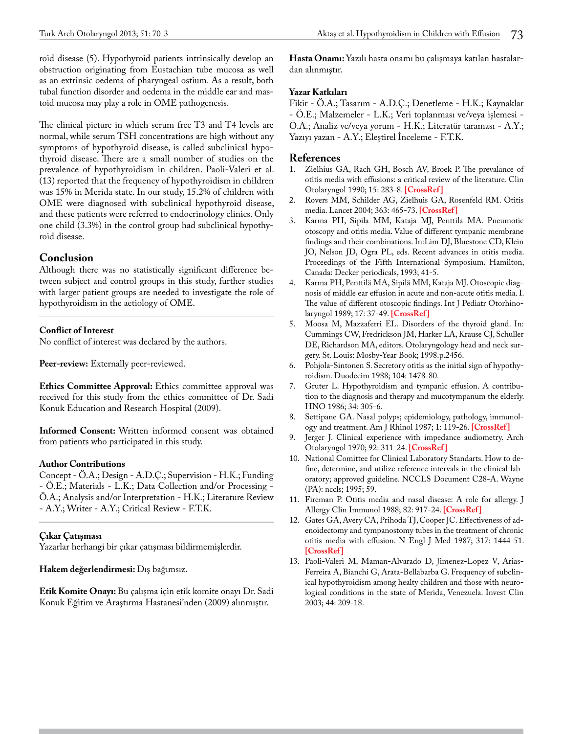roid disease (5). Hypothyroid patients intrinsically develop an obstruction originating from Eustachian tube mucosa as well as an extrinsic oedema of pharyngeal ostium. As a result, both tubal function disorder and oedema in the middle ear and mastoid mucosa may play a role in OME pathogenesis.

The clinical picture in which serum free T3 and T4 levels are normal, while serum TSH concentrations are high without any symptoms of hypothyroid disease, is called subclinical hypothyroid disease. There are a small number of studies on the prevalence of hypothyroidism in children. Paoli-Valeri et al. (13) reported that the frequency of hypothyroidism in children was 15% in Merida state. In our study, 15.2% of children with OME were diagnosed with subclinical hypothyroid disease, and these patients were referred to endocrinology clinics. Only one child (3.3%) in the control group had subclinical hypothyroid disease.

## Conclusion

Although there was no statistically significant difference between subject and control groups in this study, further studies with larger patient groups are needed to investigate the role of hypothyroidism in the aetiology of OME.

**Conflict of Interest**
No conflict of interest was declared by the authors.

**Peer-review:** Externally peer-reviewed.

**Ethics Committee Approval:** Ethics committee approval was received for this study from the ethics committee of Dr. Sadi Konuk Education and Research Hospital (2009).

**Informed Consent:** Written informed consent was obtained from patients who participated in this study.

**Author Contributions**
Concept - Ö.A.; Design - A.D.Ç.; Supervision - H.K.; Funding - Ö.E.; Materials - L.K.; Data Collection and/or Processing - Ö.A.; Analysis and/or Interpretation - H.K.; Literature Review - A.Y.; Writer - A.Y.; Critical Review - F.T.K.

**Çıkar Çatışması**
Yazarlar herhangi bir çıkar çatışması bildirmemişlerdir.

**Hakem değerlendirmesi:** Dış bağımsız.

**Etik Komite Onayı:** Bu çalışma için etik komite onayı Dr. Sadi Konuk Eğitim ve Araştırma Hastanesi'nden (2009) alınmıştır.

**Hasta Onamı:** Yazılı hasta onamı bu çalışmaya katılan hastalardan alınmıştır.

**Yazar Katkıları**
Fikir - Ö.A.; Tasarım - A.D.Ç.; Denetleme - H.K.; Kaynaklar - Ö.E.; Malzemeler - L.K.; Veri toplanması ve/veya işlemesi - Ö.A.; Analiz ve/veya yorum - H.K.; Literatür taraması - A.Y.; Yazıyı yazan - A.Y.; Eleştirel İnceleme - F.T.K.

## References

1. Zielhius GA, Rach GH, Bosch AV, Broek P. The prevalance of otitis media with effusions: a critical review of the literature. Clin Otolaryngol 1990; 15: 283-8. [CrossRef]
2. Rovers MM, Schilder AG, Zielhuis GA, Rosenfeld RM. Otitis media. Lancet 2004; 363: 465-73. [CrossRef]
3. Karma PH, Sipila MM, Kataja MJ, Penttila MA. Pneumotic otoscopy and otitis media. Value of different tympanic membrane findings and their combinations. In:Lim DJ, Bluestone CD, Klein JO, Nelson JD, Ogra PL, eds. Recent advances in otitis media. Proceedings of the Fifth International Symposium. Hamilton, Canada: Decker periodicals, 1993; 41-5.
4. Karma PH, Penttilä MA, Sipilä MM, Kataja MJ. Otoscopic diagnosis of middle ear effusion in acute and non-acute otitis media. I. The value of different otoscopic findings. Int J Pediatr Otorhinolaryngol 1989; 17: 37-49. [CrossRef]
5. Moosa M, Mazzaferri EL. Disorders of the thyroid gland. In: Cummings CW, Fredrickson JM, Harker LA, Krause CJ, Schuller DE, Richardson MA, editors. Otolaryngology head and neck surgery. St. Louis: Mosby-Year Book; 1998.p.2456.
6. Pohjola-Sintonen S. Secretory otitis as the initial sign of hypothyroidism. Duodecim 1988; 104: 1478-80.
7. Gruter L. Hypothyroidism and tympanic effusion. A contribution to the diagnosis and therapy and mucotympanum the elderly. HNO 1986; 34: 305-6.
8. Settipane GA. Nasal polyps; epidemiology, pathology, immunology and treatment. Am J Rhinol 1987; 1: 119-26. [CrossRef]
9. Jerger J. Clinical experience with impedance audiometry. Arch Otolaryngol 1970; 92: 311-24. [CrossRef]
10. National Comittee for Clinical Laboratory Standarts. How to define, determine, and utilize reference intervals in the clinical laboratory; approved guideline. NCCLS Document C28-A. Wayne (PA): nccls; 1995; 59.
11. Fireman P. Otitis media and nasal disease: A role for allergy. J Allergy Clin Immunol 1988; 82: 917-24. [CrossRef]
12. Gates GA, Avery CA, Prihoda TJ, Cooper JC. Effectiveness of adenoidectomy and tympanostomy tubes in the treatment of chronic otitis media with effusion. N Engl J Med 1987; 317: 1444-51. [CrossRef]
13. Paoli-Valeri M, Maman-Alvarado D, Jimenez-Lopez V, Arias-Ferreira A, Bianchi G, Arata-Bellabarba G. Frequency of subclinical hypothyroidism among healty children and those with neurological conditions in the state of Merida, Venezuela. Invest Clin 2003; 44: 209-18.